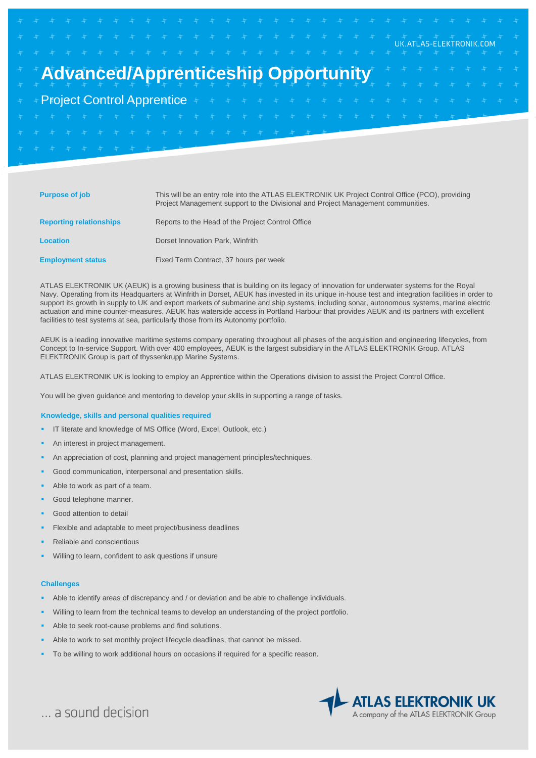# Advanced/Apprenticeship Opportunity

## Project Control Apprentice

| | |
|---|---|
| **Purpose of job** | This will be an entry role into the ATLAS ELEKTRONIK UK Project Control Office (PCO), providing Project Management support to the Divisional and Project Management communities. |
| **Reporting relationships** | Reports to the Head of the Project Control Office |
| **Location** | Dorset Innovation Park, Winfrith |
| **Employment status** | Fixed Term Contract, 37 hours per week |

ATLAS ELEKTRONIK UK (AEUK) is a growing business that is building on its legacy of innovation for underwater systems for the Royal Navy. Operating from its Headquarters at Winfrith in Dorset, AEUK has invested in its unique in-house test and integration facilities in order to support its growth in supply to UK and export markets of submarine and ship systems, including sonar, autonomous systems, marine electric actuation and mine counter-measures. AEUK has waterside access in Portland Harbour that provides AEUK and its partners with excellent facilities to test systems at sea, particularly those from its Autonomy portfolio.

AEUK is a leading innovative maritime systems company operating throughout all phases of the acquisition and engineering lifecycles, from Concept to In-service Support. With over 400 employees, AEUK is the largest subsidiary in the ATLAS ELEKTRONIK Group. ATLAS ELEKTRONIK Group is part of thyssenkrupp Marine Systems.

ATLAS ELEKTRONIK UK is looking to employ an Apprentice within the Operations division to assist the Project Control Office.

You will be given guidance and mentoring to develop your skills in supporting a range of tasks.

### Knowledge, skills and personal qualities required

- IT literate and knowledge of MS Office (Word, Excel, Outlook, etc.)
- An interest in project management.
- An appreciation of cost, planning and project management principles/techniques.
- Good communication, interpersonal and presentation skills.
- Able to work as part of a team.
- Good telephone manner.
- Good attention to detail
- Flexible and adaptable to meet project/business deadlines
- Reliable and conscientious
- Willing to learn, confident to ask questions if unsure

### Challenges

- Able to identify areas of discrepancy and / or deviation and be able to challenge individuals.
- Willing to learn from the technical teams to develop an understanding of the project portfolio.
- Able to seek root-cause problems and find solutions.
- Able to work to set monthly project lifecycle deadlines, that cannot be missed.
- To be willing to work additional hours on occasions if required for a specific reason.

... a sound decision

ATLAS ELEKTRONIK UK
A company of the ATLAS ELEKTRONIK Group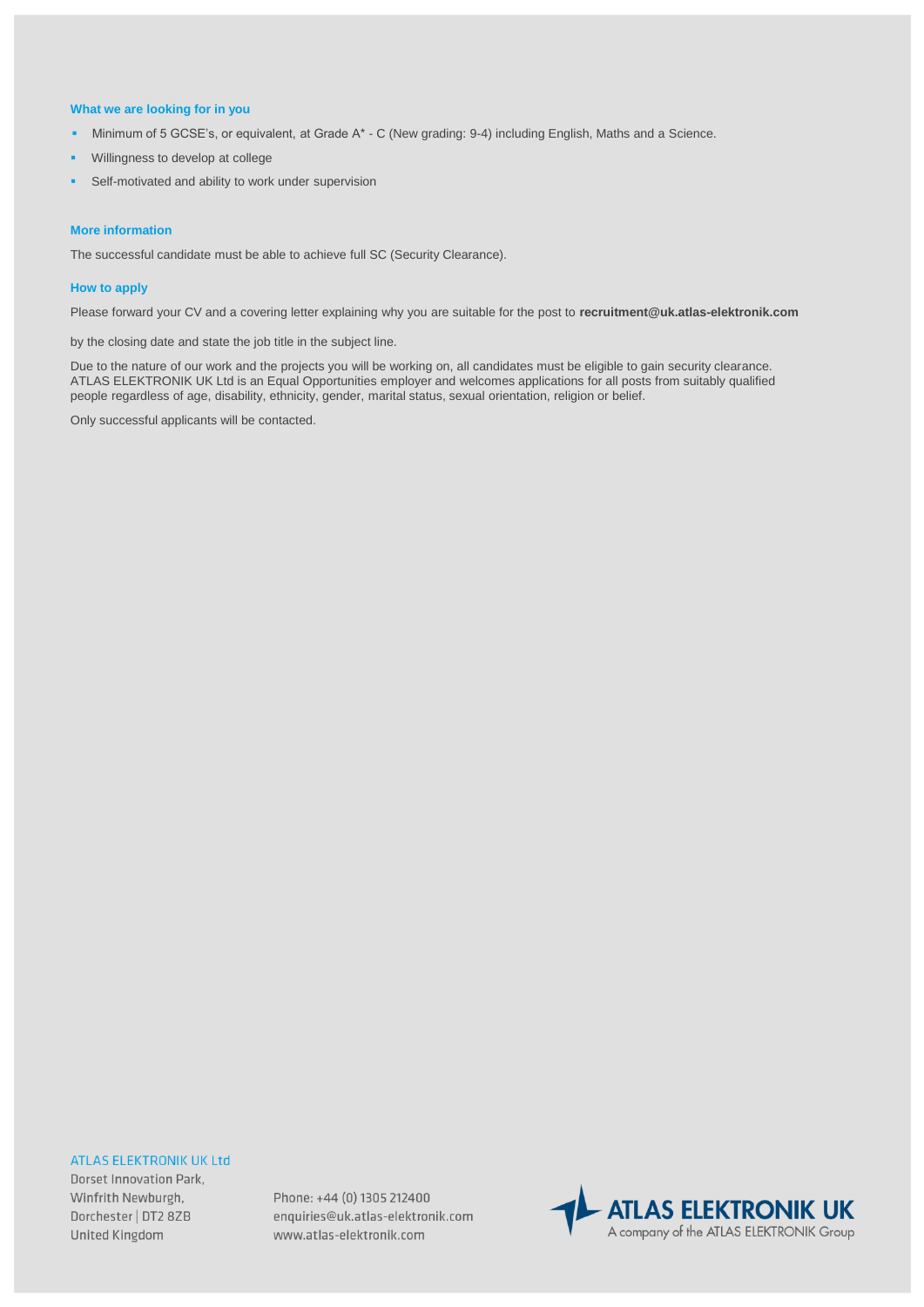### What we are looking for in you

- Minimum of 5 GCSE's, or equivalent, at Grade A* - C (New grading: 9-4) including English, Maths and a Science.
- Willingness to develop at college
- Self-motivated and ability to work under supervision

### More information

The successful candidate must be able to achieve full SC (Security Clearance).

### How to apply

Please forward your CV and a covering letter explaining why you are suitable for the post to **recruitment@uk.atlas-elektronik.com**

by the closing date and state the job title in the subject line.

Due to the nature of our work and the projects you will be working on, all candidates must be eligible to gain security clearance. ATLAS ELEKTRONIK UK Ltd is an Equal Opportunities employer and welcomes applications for all posts from suitably qualified people regardless of age, disability, ethnicity, gender, marital status, sexual orientation, religion or belief.

Only successful applicants will be contacted.

ATLAS ELEKTRONIK UK Ltd
Dorset Innovation Park,
Winfrith Newburgh,
Dorchester | DT2 8ZB
United Kingdom

Phone: +44 (0) 1305 212400
enquiries@uk.atlas-elektronik.com
www.atlas-elektronik.com

ATLAS ELEKTRONIK UK
A company of the ATLAS ELEKTRONIK Group